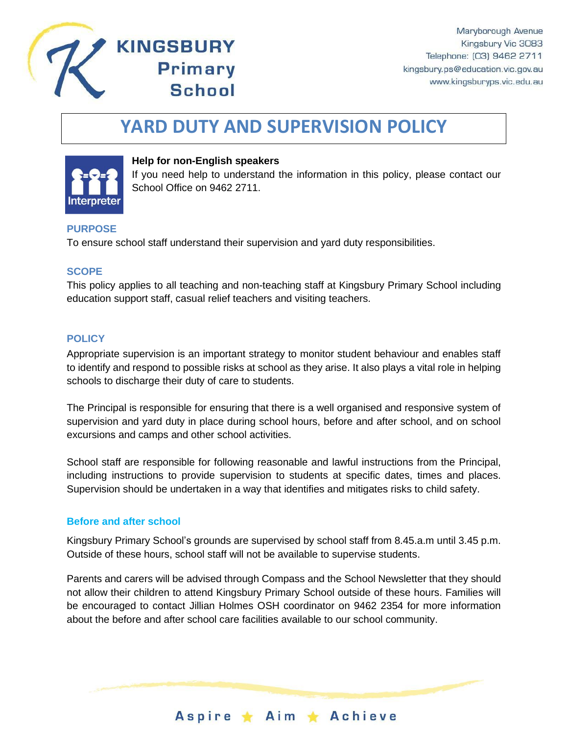KINGSBURY Primary School

Maryborough Avenue
Kingsbury Vic 3083
Telephone: (03) 9462 2711
kingsbury.ps@education.vic.gov.au
www.kingsburyps.vic.edu.au

# YARD DUTY AND SUPERVISION POLICY

**Help for non-English speakers**

If you need help to understand the information in this policy, please contact our School Office on 9462 2711.

## PURPOSE

To ensure school staff understand their supervision and yard duty responsibilities.

## SCOPE

This policy applies to all teaching and non-teaching staff at Kingsbury Primary School including education support staff, casual relief teachers and visiting teachers.

## POLICY

Appropriate supervision is an important strategy to monitor student behaviour and enables staff to identify and respond to possible risks at school as they arise. It also plays a vital role in helping schools to discharge their duty of care to students.

The Principal is responsible for ensuring that there is a well organised and responsive system of supervision and yard duty in place during school hours, before and after school, and on school excursions and camps and other school activities.

School staff are responsible for following reasonable and lawful instructions from the Principal, including instructions to provide supervision to students at specific dates, times and places. Supervision should be undertaken in a way that identifies and mitigates risks to child safety.

### Before and after school

Kingsbury Primary School's grounds are supervised by school staff from 8.45.a.m until 3.45 p.m. Outside of these hours, school staff will not be available to supervise students.

Parents and carers will be advised through Compass and the School Newsletter that they should not allow their children to attend Kingsbury Primary School outside of these hours. Families will be encouraged to contact Jillian Holmes OSH coordinator on 9462 2354 for more information about the before and after school care facilities available to our school community.

Aspire ★ Aim ★ Achieve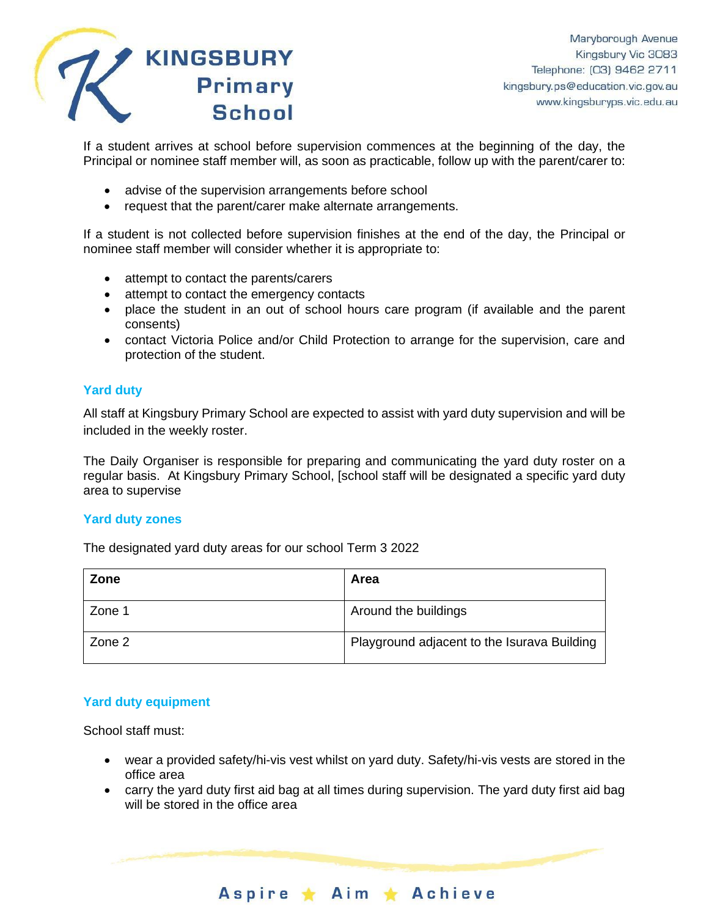If a student arrives at school before supervision commences at the beginning of the day, the Principal or nominee staff member will, as soon as practicable, follow up with the parent/carer to:

- advise of the supervision arrangements before school
- request that the parent/carer make alternate arrangements.

If a student is not collected before supervision finishes at the end of the day, the Principal or nominee staff member will consider whether it is appropriate to:

- attempt to contact the parents/carers
- attempt to contact the emergency contacts
- place the student in an out of school hours care program (if available and the parent consents)
- contact Victoria Police and/or Child Protection to arrange for the supervision, care and protection of the student.

### Yard duty

All staff at Kingsbury Primary School are expected to assist with yard duty supervision and will be included in the weekly roster.

The Daily Organiser is responsible for preparing and communicating the yard duty roster on a regular basis. At Kingsbury Primary School, [school staff will be designated a specific yard duty area to supervise

### Yard duty zones

The designated yard duty areas for our school Term 3 2022

| Zone | Area |
|---|---|
| Zone 1 | Around the buildings |
| Zone 2 | Playground adjacent to the Isurava Building |

### Yard duty equipment

School staff must:

- wear a provided safety/hi-vis vest whilst on yard duty. Safety/hi-vis vests are stored in the office area
- carry the yard duty first aid bag at all times during supervision. The yard duty first aid bag will be stored in the office area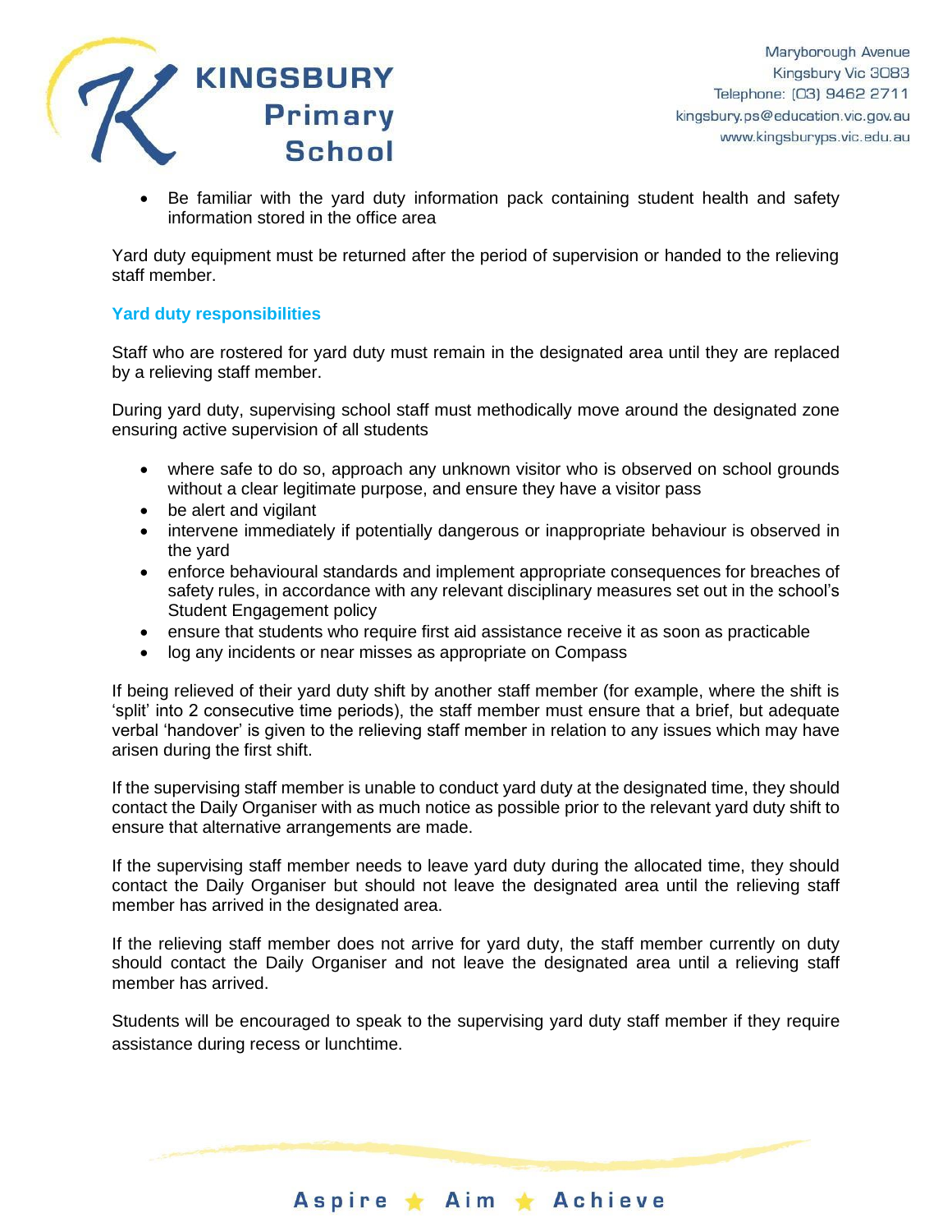- Be familiar with the yard duty information pack containing student health and safety information stored in the office area

Yard duty equipment must be returned after the period of supervision or handed to the relieving staff member.

## Yard duty responsibilities

Staff who are rostered for yard duty must remain in the designated area until they are replaced by a relieving staff member.

During yard duty, supervising school staff must methodically move around the designated zone ensuring active supervision of all students

- where safe to do so, approach any unknown visitor who is observed on school grounds without a clear legitimate purpose, and ensure they have a visitor pass
- be alert and vigilant
- intervene immediately if potentially dangerous or inappropriate behaviour is observed in the yard
- enforce behavioural standards and implement appropriate consequences for breaches of safety rules, in accordance with any relevant disciplinary measures set out in the school's Student Engagement policy
- ensure that students who require first aid assistance receive it as soon as practicable
- log any incidents or near misses as appropriate on Compass

If being relieved of their yard duty shift by another staff member (for example, where the shift is 'split' into 2 consecutive time periods), the staff member must ensure that a brief, but adequate verbal 'handover' is given to the relieving staff member in relation to any issues which may have arisen during the first shift.

If the supervising staff member is unable to conduct yard duty at the designated time, they should contact the Daily Organiser with as much notice as possible prior to the relevant yard duty shift to ensure that alternative arrangements are made.

If the supervising staff member needs to leave yard duty during the allocated time, they should contact the Daily Organiser but should not leave the designated area until the relieving staff member has arrived in the designated area.

If the relieving staff member does not arrive for yard duty, the staff member currently on duty should contact the Daily Organiser and not leave the designated area until a relieving staff member has arrived.

Students will be encouraged to speak to the supervising yard duty staff member if they require assistance during recess or lunchtime.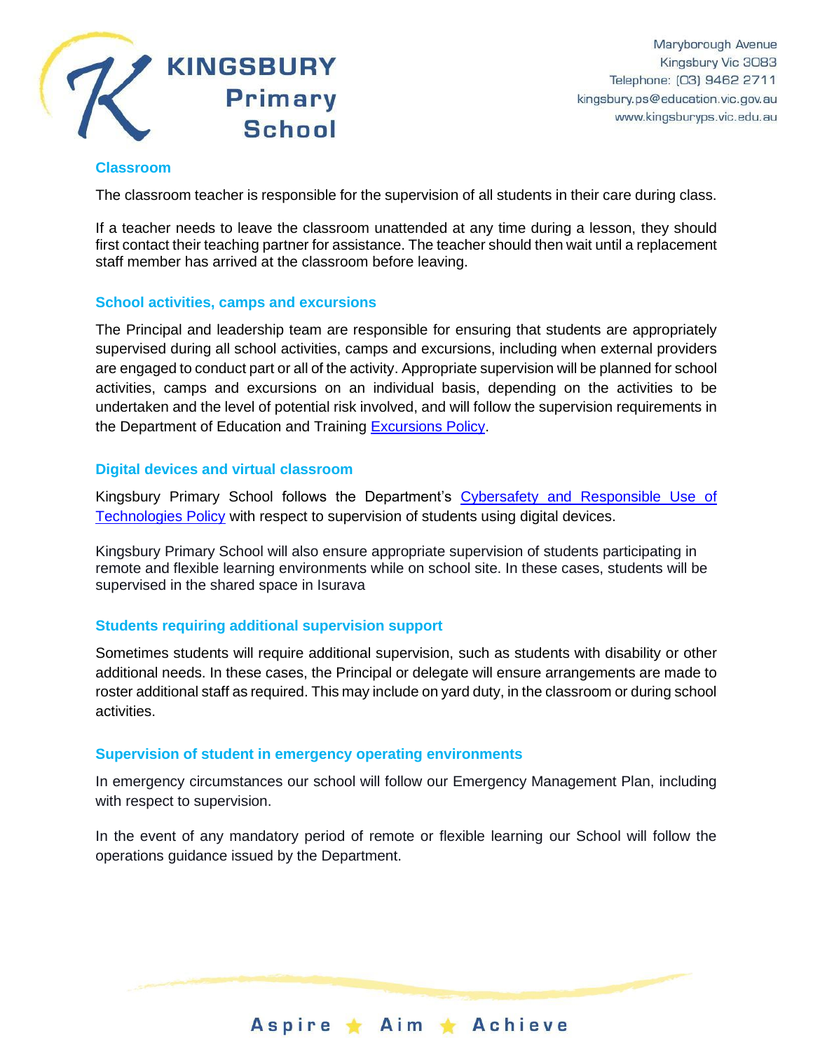### Classroom

The classroom teacher is responsible for the supervision of all students in their care during class.

If a teacher needs to leave the classroom unattended at any time during a lesson, they should first contact their teaching partner for assistance. The teacher should then wait until a replacement staff member has arrived at the classroom before leaving.

### School activities, camps and excursions

The Principal and leadership team are responsible for ensuring that students are appropriately supervised during all school activities, camps and excursions, including when external providers are engaged to conduct part or all of the activity. Appropriate supervision will be planned for school activities, camps and excursions on an individual basis, depending on the activities to be undertaken and the level of potential risk involved, and will follow the supervision requirements in the Department of Education and Training [Excursions Policy](#).

### Digital devices and virtual classroom

Kingsbury Primary School follows the Department's [Cybersafety and Responsible Use of Technologies Policy](#) with respect to supervision of students using digital devices.

Kingsbury Primary School will also ensure appropriate supervision of students participating in remote and flexible learning environments while on school site. In these cases, students will be supervised in the shared space in Isurava

### Students requiring additional supervision support

Sometimes students will require additional supervision, such as students with disability or other additional needs. In these cases, the Principal or delegate will ensure arrangements are made to roster additional staff as required. This may include on yard duty, in the classroom or during school activities.

### Supervision of student in emergency operating environments

In emergency circumstances our school will follow our Emergency Management Plan, including with respect to supervision.

In the event of any mandatory period of remote or flexible learning our School will follow the operations guidance issued by the Department.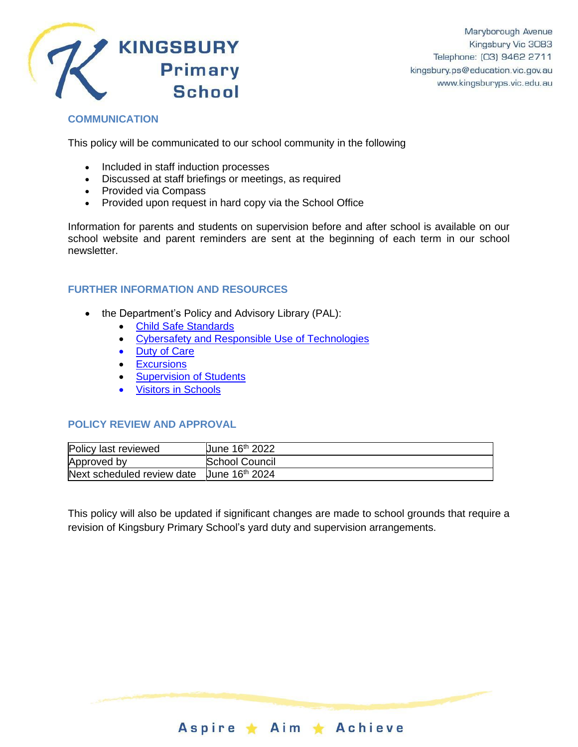## COMMUNICATION

This policy will be communicated to our school community in the following

- Included in staff induction processes
- Discussed at staff briefings or meetings, as required
- Provided via Compass
- Provided upon request in hard copy via the School Office

Information for parents and students on supervision before and after school is available on our school website and parent reminders are sent at the beginning of each term in our school newsletter.

## FURTHER INFORMATION AND RESOURCES

- the Department's Policy and Advisory Library (PAL):
  - Child Safe Standards
  - Cybersafety and Responsible Use of Technologies
  - Duty of Care
  - Excursions
  - Supervision of Students
  - Visitors in Schools

## POLICY REVIEW AND APPROVAL

| | |
|---|---|
| Policy last reviewed | June 16th 2022 |
| Approved by | School Council |
| Next scheduled review date | June 16th 2024 |

This policy will also be updated if significant changes are made to school grounds that require a revision of Kingsbury Primary School's yard duty and supervision arrangements.